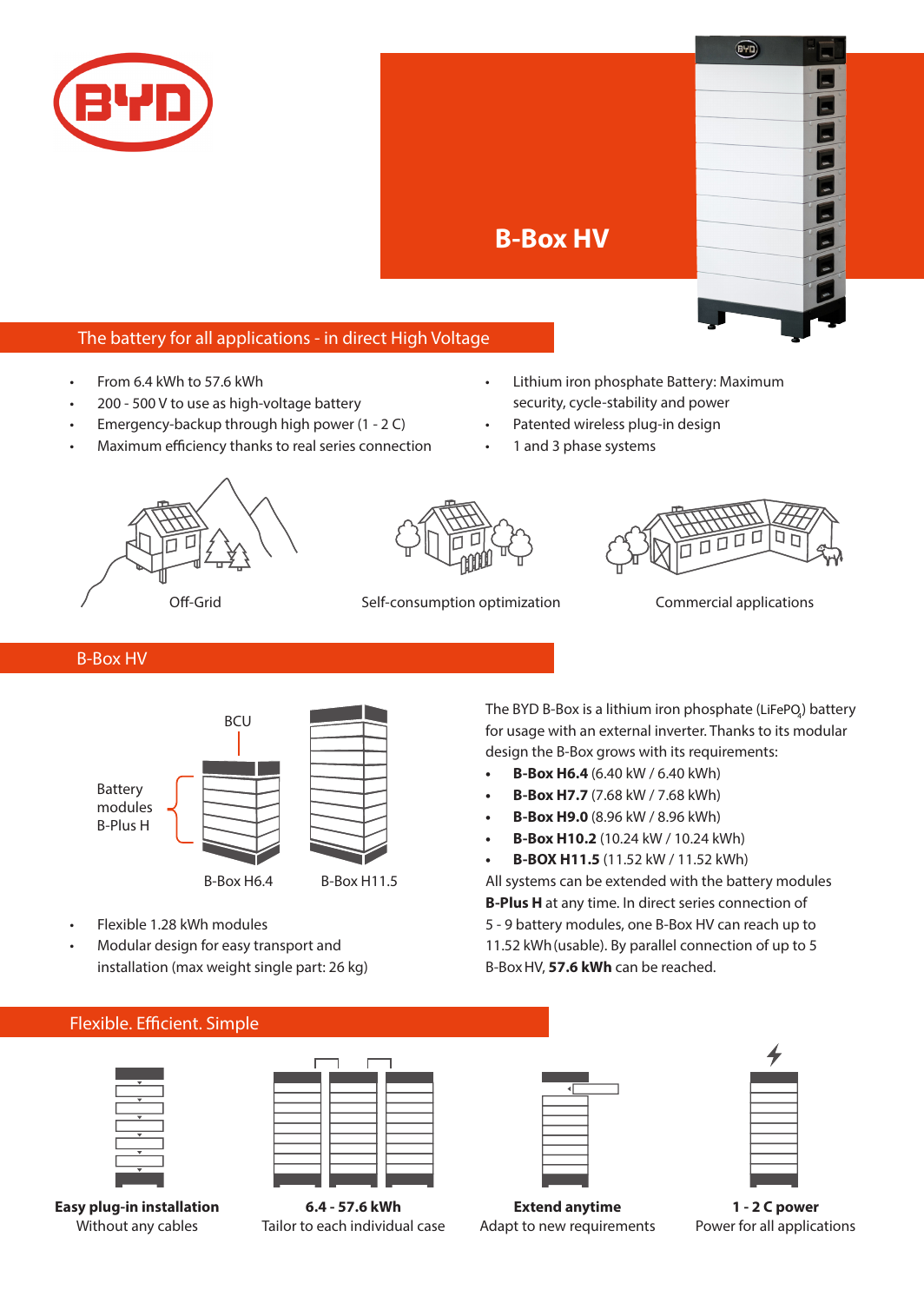# B-Box HV

## The battery for all applications - in direct High Voltage

- From 6.4 kWh to 57.6 kWh
- 200 - 500 V to use as high-voltage battery
- Emergency-backup through high power (1 - 2 C)
- Maximum efficiency thanks to real series connection
- Lithium iron phosphate Battery: Maximum security, cycle-stability and power
- Patented wireless plug-in design
- 1 and 3 phase systems

Off-Grid

Self-consumption optimization

Commercial applications

## B-Box HV

BCU

Battery modules B-Plus H

B-Box H6.4

B-Box H11.5

- Flexible 1.28 kWh modules
- Modular design for easy transport and installation (max weight single part: 26 kg)

The BYD B-Box is a lithium iron phosphate ($LiFePO_4$) battery for usage with an external inverter. Thanks to its modular design the B-Box grows with its requirements:

- **B-Box H6.4** (6.40 kW / 6.40 kWh)
- **B-Box H7.7** (7.68 kW / 7.68 kWh)
- **B-Box H9.0** (8.96 kW / 8.96 kWh)
- **B-Box H10.2** (10.24 kW / 10.24 kWh)
- **B-BOX H11.5** (11.52 kW / 11.52 kWh)

All systems can be extended with the battery modules **B-Plus H** at any time. In direct series connection of 5 - 9 battery modules, one B-Box HV can reach up to 11.52 kWh (usable). By parallel connection of up to 5 B-Box HV, **57.6 kWh** can be reached.

## Flexible. Efficient. Simple

**Easy plug-in installation**
Without any cables

**6.4 - 57.6 kWh**
Tailor to each individual case

**Extend anytime**
Adapt to new requirements

**1 - 2 C power**
Power for all applications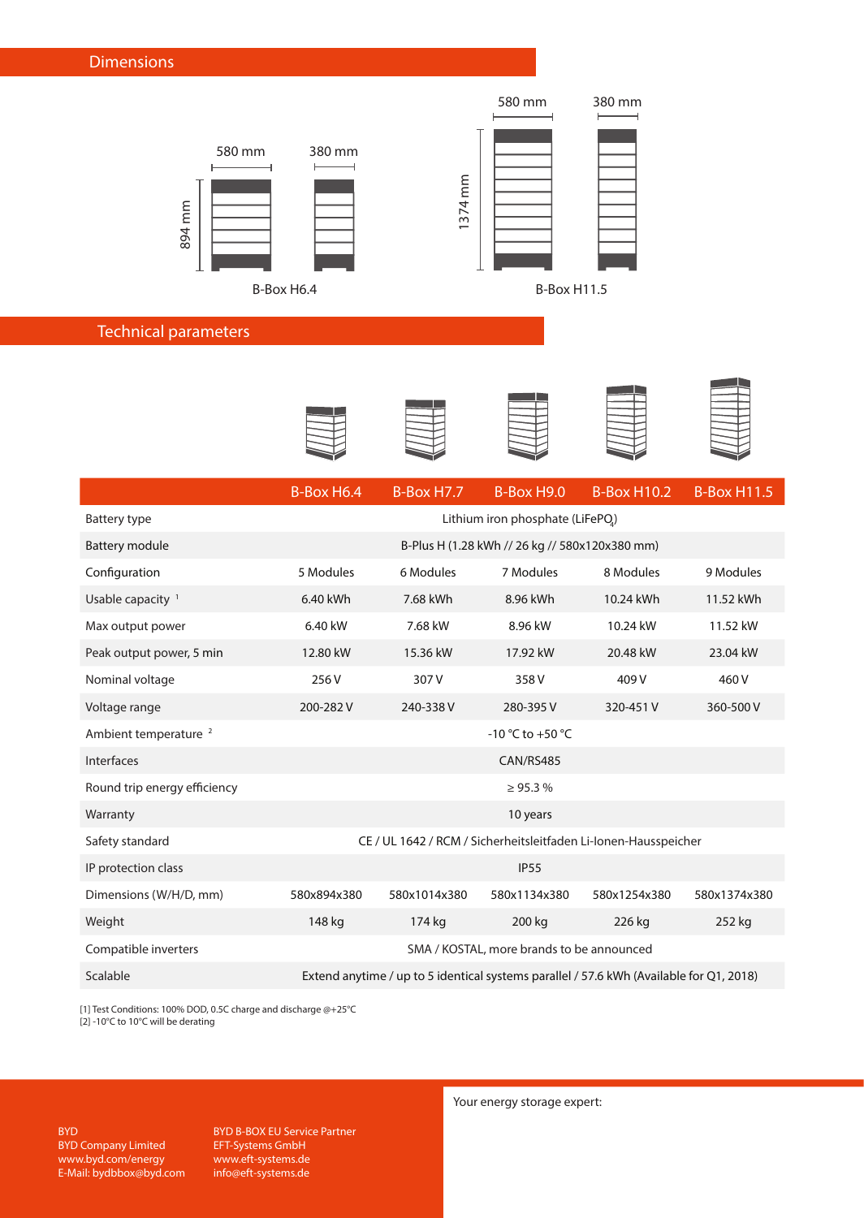## Dimensions

580 mm
380 mm
894 mm
B-Box H6.4

580 mm
380 mm
1374 mm
B-Box H11.5

## Technical parameters

| | B-Box H6.4 | B-Box H7.7 | B-Box H9.0 | B-Box H10.2 | B-Box H11.5 |
|---|---|---|---|---|---|
| Battery type | Lithium iron phosphate ($LiFePO_4$) | | | | |
| Battery module | B-Plus H (1.28 kWh // 26 kg // 580x120x380 mm) | | | | |
| Configuration | 5 Modules | 6 Modules | 7 Modules | 8 Modules | 9 Modules |
| Usable capacity [1] | 6.40 kWh | 7.68 kWh | 8.96 kWh | 10.24 kWh | 11.52 kWh |
| Max output power | 6.40 kW | 7.68 kW | 8.96 kW | 10.24 kW | 11.52 kW |
| Peak output power, 5 min | 12.80 kW | 15.36 kW | 17.92 kW | 20.48 kW | 23.04 kW |
| Nominal voltage | 256 V | 307 V | 358 V | 409 V | 460 V |
| Voltage range | 200-282 V | 240-338 V | 280-395 V | 320-451 V | 360-500 V |
| Ambient temperature [2] | -10 °C to +50 °C | | | | |
| Interfaces | CAN/RS485 | | | | |
| Round trip energy efficiency | ≥ 95.3 % | | | | |
| Warranty | 10 years | | | | |
| Safety standard | CE / UL 1642 / RCM / Sicherheitsleitfaden Li-Ionen-Hausspeicher | | | | |
| IP protection class | IP55 | | | | |
| Dimensions (W/H/D, mm) | 580x894x380 | 580x1014x380 | 580x1134x380 | 580x1254x380 | 580x1374x380 |
| Weight | 148 kg | 174 kg | 200 kg | 226 kg | 252 kg |
| Compatible inverters | SMA / KOSTAL, more brands to be announced | | | | |
| Scalable | Extend anytime / up to 5 identical systems parallel / 57.6 kWh (Available for Q1, 2018) | | | | |

[1] Test Conditions: 100% DOD, 0.5C charge and discharge @+25°C
[2] -10°C to 10°C will be derating

BYD
BYD Company Limited
www.byd.com/energy
E-Mail: bydbbox@byd.com

BYD B-BOX EU Service Partner
EFT-Systems GmbH
www.eft-systems.de
info@eft-systems.de

Your energy storage expert: